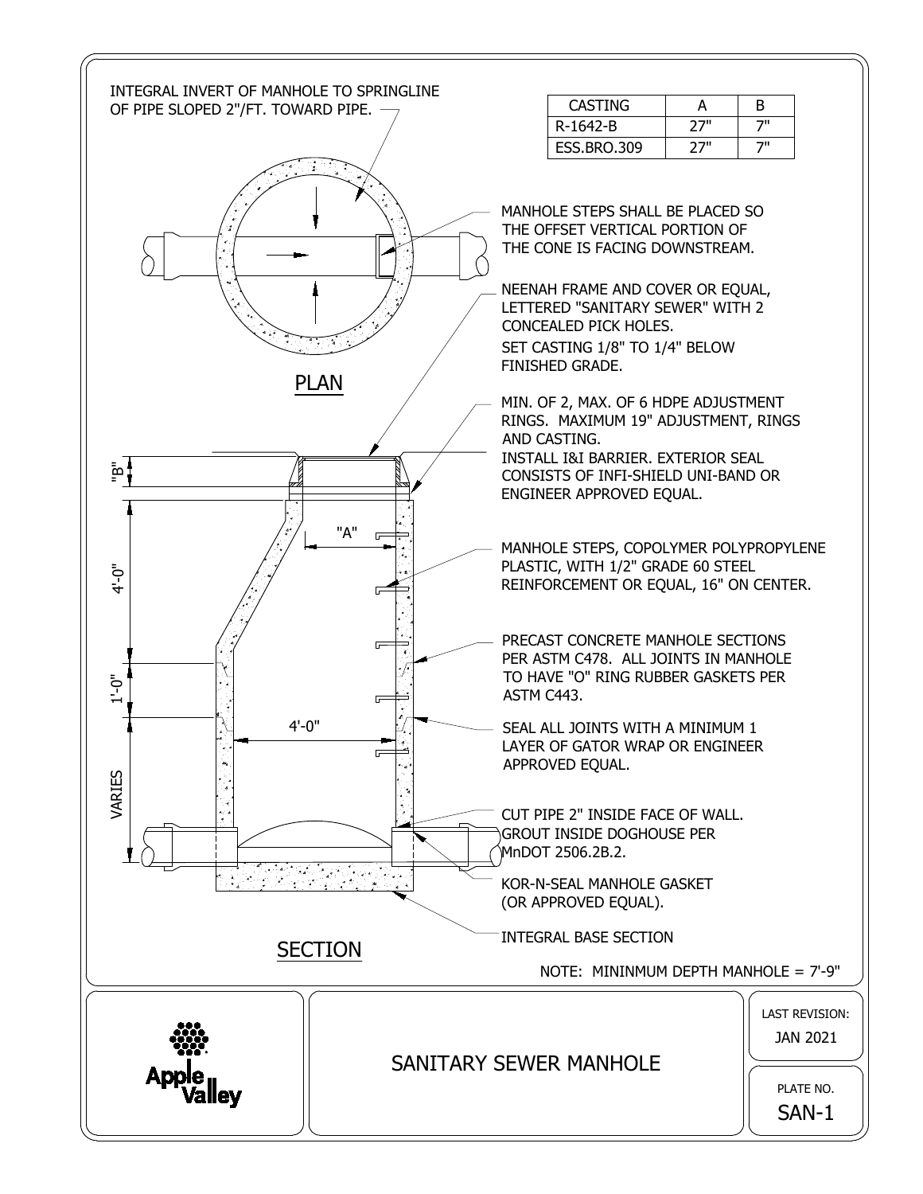INTEGRAL INVERT OF MANHOLE TO SPRINGLINE OF PIPE SLOPED 2"/FT. TOWARD PIPE.

| CASTING | A | B |
|---|---|---|
| R-1642-B | 27" | 7" |
| ESS.BRO.309 | 27" | 7" |

MANHOLE STEPS SHALL BE PLACED SO THE OFFSET VERTICAL PORTION OF THE CONE IS FACING DOWNSTREAM.

NEENAH FRAME AND COVER OR EQUAL, LETTERED "SANITARY SEWER" WITH 2 CONCEALED PICK HOLES.

SET CASTING 1/8" TO 1/4" BELOW FINISHED GRADE.

## PLAN

MIN. OF 2, MAX. OF 6 HDPE ADJUSTMENT RINGS. MAXIMUM 19" ADJUSTMENT, RINGS AND CASTING.

INSTALL I&I BARRIER. EXTERIOR SEAL CONSISTS OF INFI-SHIELD UNI-BAND OR ENGINEER APPROVED EQUAL.

"B"

"A"

4'-0"

1'-0"

4'-0"

VARIES

MANHOLE STEPS, COPOLYMER POLYPROPYLENE PLASTIC, WITH 1/2" GRADE 60 STEEL REINFORCEMENT OR EQUAL, 16" ON CENTER.

PRECAST CONCRETE MANHOLE SECTIONS PER ASTM C478. ALL JOINTS IN MANHOLE TO HAVE "O" RING RUBBER GASKETS PER ASTM C443.

SEAL ALL JOINTS WITH A MINIMUM 1 LAYER OF GATOR WRAP OR ENGINEER APPROVED EQUAL.

CUT PIPE 2" INSIDE FACE OF WALL. GROUT INSIDE DOGHOUSE PER MnDOT 2506.2B.2.

KOR-N-SEAL MANHOLE GASKET (OR APPROVED EQUAL).

INTEGRAL BASE SECTION

## SECTION

NOTE: MININMUM DEPTH MANHOLE = 7'-9"

Apple Valley

# SANITARY SEWER MANHOLE

LAST REVISION: JAN 2021

PLATE NO. SAN-1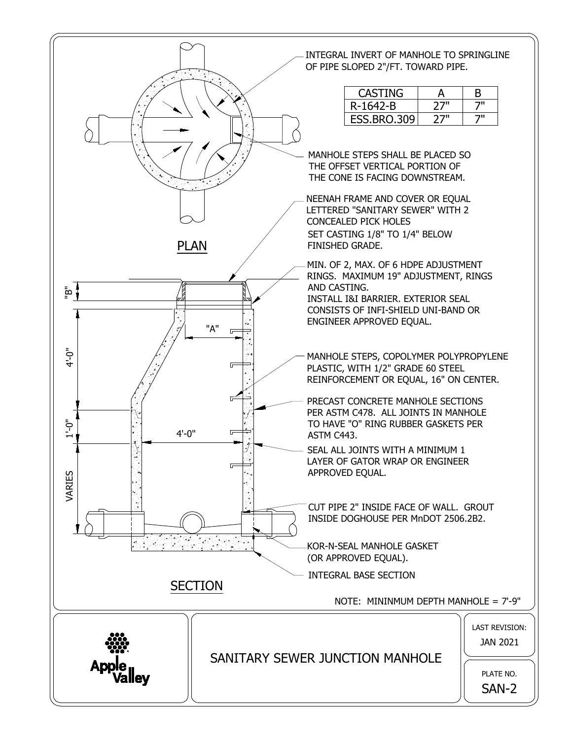# SANITARY SEWER JUNCTION MANHOLE

## PLAN

INTEGRAL INVERT OF MANHOLE TO SPRINGLINE OF PIPE SLOPED 2"/FT. TOWARD PIPE.

| CASTING | A | B |
|---|---|---|
| R-1642-B | 27" | 7" |
| ESS.BRO.309 | 27" | 7" |

MANHOLE STEPS SHALL BE PLACED SO THE OFFSET VERTICAL PORTION OF THE CONE IS FACING DOWNSTREAM.

## SECTION

NEENAH FRAME AND COVER OR EQUAL LETTERED "SANITARY SEWER" WITH 2 CONCEALED PICK HOLES

SET CASTING 1/8" TO 1/4" BELOW FINISHED GRADE.

MIN. OF 2, MAX. OF 6 HDPE ADJUSTMENT RINGS. MAXIMUM 19" ADJUSTMENT, RINGS AND CASTING.

INSTALL I&I BARRIER. EXTERIOR SEAL CONSISTS OF INFI-SHIELD UNI-BAND OR ENGINEER APPROVED EQUAL.

MANHOLE STEPS, COPOLYMER POLYPROPYLENE PLASTIC, WITH 1/2" GRADE 60 STEEL REINFORCEMENT OR EQUAL, 16" ON CENTER.

PRECAST CONCRETE MANHOLE SECTIONS PER ASTM C478. ALL JOINTS IN MANHOLE TO HAVE "O" RING RUBBER GASKETS PER ASTM C443.

SEAL ALL JOINTS WITH A MINIMUM 1 LAYER OF GATOR WRAP OR ENGINEER APPROVED EQUAL.

CUT PIPE 2" INSIDE FACE OF WALL. GROUT INSIDE DOGHOUSE PER MnDOT 2506.2B2.

KOR-N-SEAL MANHOLE GASKET (OR APPROVED EQUAL).

INTEGRAL BASE SECTION

"B"

"A"

4'-0"

1'-0"

4'-0"

VARIES

NOTE: MININMUM DEPTH MANHOLE = 7'-9"

Apple Valley

LAST REVISION: JAN 2021

PLATE NO. SAN-2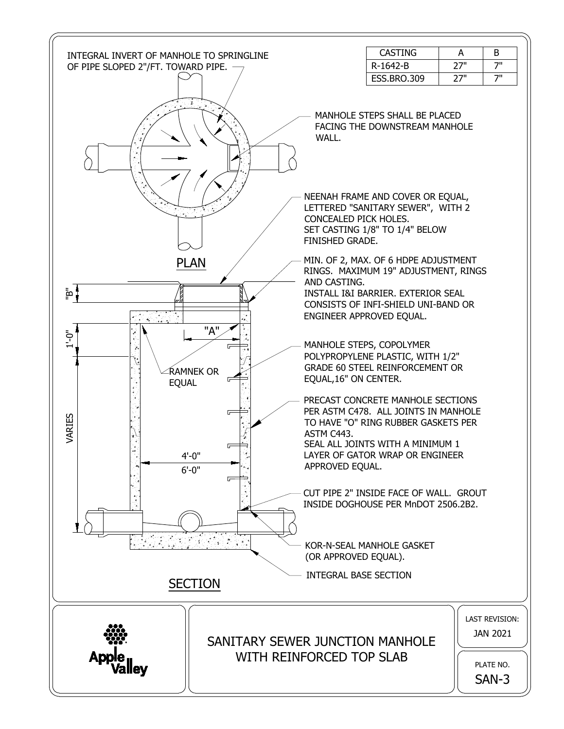# SANITARY SEWER JUNCTION MANHOLE WITH REINFORCED TOP SLAB

| CASTING | A | B |
|---|---|---|
| R-1642-B | 27" | 7" |
| ESS.BRO.309 | 27" | 7" |

## PLAN

INTEGRAL INVERT OF MANHOLE TO SPRINGLINE OF PIPE SLOPED 2"/FT. TOWARD PIPE.

MANHOLE STEPS SHALL BE PLACED FACING THE DOWNSTREAM MANHOLE WALL.

## SECTION

NEENAH FRAME AND COVER OR EQUAL, LETTERED "SANITARY SEWER", WITH 2 CONCEALED PICK HOLES.
SET CASTING 1/8" TO 1/4" BELOW FINISHED GRADE.

MIN. OF 2, MAX. OF 6 HDPE ADJUSTMENT RINGS. MAXIMUM 19" ADJUSTMENT, RINGS AND CASTING.
INSTALL I&I BARRIER. EXTERIOR SEAL CONSISTS OF INFI-SHIELD UNI-BAND OR ENGINEER APPROVED EQUAL.

MANHOLE STEPS, COPOLYMER POLYPROPYLENE PLASTIC, WITH 1/2" GRADE 60 STEEL REINFORCEMENT OR EQUAL,16" ON CENTER.

PRECAST CONCRETE MANHOLE SECTIONS PER ASTM C478. ALL JOINTS IN MANHOLE TO HAVE "O" RING RUBBER GASKETS PER ASTM C443.
SEAL ALL JOINTS WITH A MINIMUM 1 LAYER OF GATOR WRAP OR ENGINEER APPROVED EQUAL.

CUT PIPE 2" INSIDE FACE OF WALL. GROUT INSIDE DOGHOUSE PER MnDOT 2506.2B2.

KOR-N-SEAL MANHOLE GASKET (OR APPROVED EQUAL).

INTEGRAL BASE SECTION

RAMNEK OR EQUAL

"A"

"B"

1'-0"

VARIES

4'-0"

6'-0"

LAST REVISION: JAN 2021

PLATE NO. SAN-3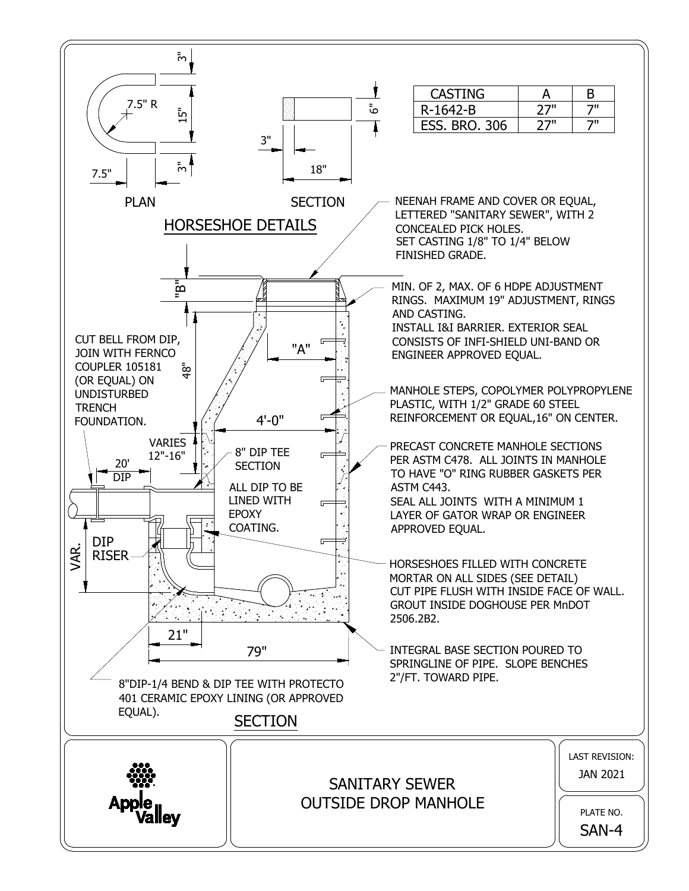## HORSESHOE DETAILS

PLAN

- 3"
- 15"
- 3"
- 7.5" R
- 7.5"

SECTION

- 6"
- 3"
- 18"

| CASTING | A | B |
| --- | --- | --- |
| R-1642-B | 27" | 7" |
| ESS. BRO. 306 | 27" | 7" |

## SECTION

NEENAH FRAME AND COVER OR EQUAL, LETTERED "SANITARY SEWER", WITH 2 CONCEALED PICK HOLES.
SET CASTING 1/8" TO 1/4" BELOW FINISHED GRADE.

MIN. OF 2, MAX. OF 6 HDPE ADJUSTMENT RINGS. MAXIMUM 19" ADJUSTMENT, RINGS AND CASTING.
INSTALL I&I BARRIER. EXTERIOR SEAL CONSISTS OF INFI-SHIELD UNI-BAND OR ENGINEER APPROVED EQUAL.

MANHOLE STEPS, COPOLYMER POLYPROPYLENE PLASTIC, WITH 1/2" GRADE 60 STEEL REINFORCEMENT OR EQUAL,16" ON CENTER.

PRECAST CONCRETE MANHOLE SECTIONS PER ASTM C478. ALL JOINTS IN MANHOLE TO HAVE "O" RING RUBBER GASKETS PER ASTM C443.
SEAL ALL JOINTS WITH A MINIMUM 1 LAYER OF GATOR WRAP OR ENGINEER APPROVED EQUAL.

HORSESHOES FILLED WITH CONCRETE MORTAR ON ALL SIDES (SEE DETAIL)
CUT PIPE FLUSH WITH INSIDE FACE OF WALL.
GROUT INSIDE DOGHOUSE PER MnDOT 2506.2B2.

INTEGRAL BASE SECTION POURED TO SPRINGLINE OF PIPE. SLOPE BENCHES 2"/FT. TOWARD PIPE.

CUT BELL FROM DIP, JOIN WITH FERNCO COUPLER 105181 (OR EQUAL) ON UNDISTURBED TRENCH FOUNDATION.

8" DIP TEE SECTION

ALL DIP TO BE LINED WITH EPOXY COATING.

8"DIP-1/4 BEND & DIP TEE WITH PROTECTO 401 CERAMIC EPOXY LINING (OR APPROVED EQUAL).

- "B"
- "A"
- 48"
- 4'-0"
- VARIES 12"-16"
- 20' DIP
- VAR.
- DIP RISER
- 21"
- 79"

Apple Valley

SANITARY SEWER
OUTSIDE DROP MANHOLE

LAST REVISION: JAN 2021

PLATE NO. SAN-4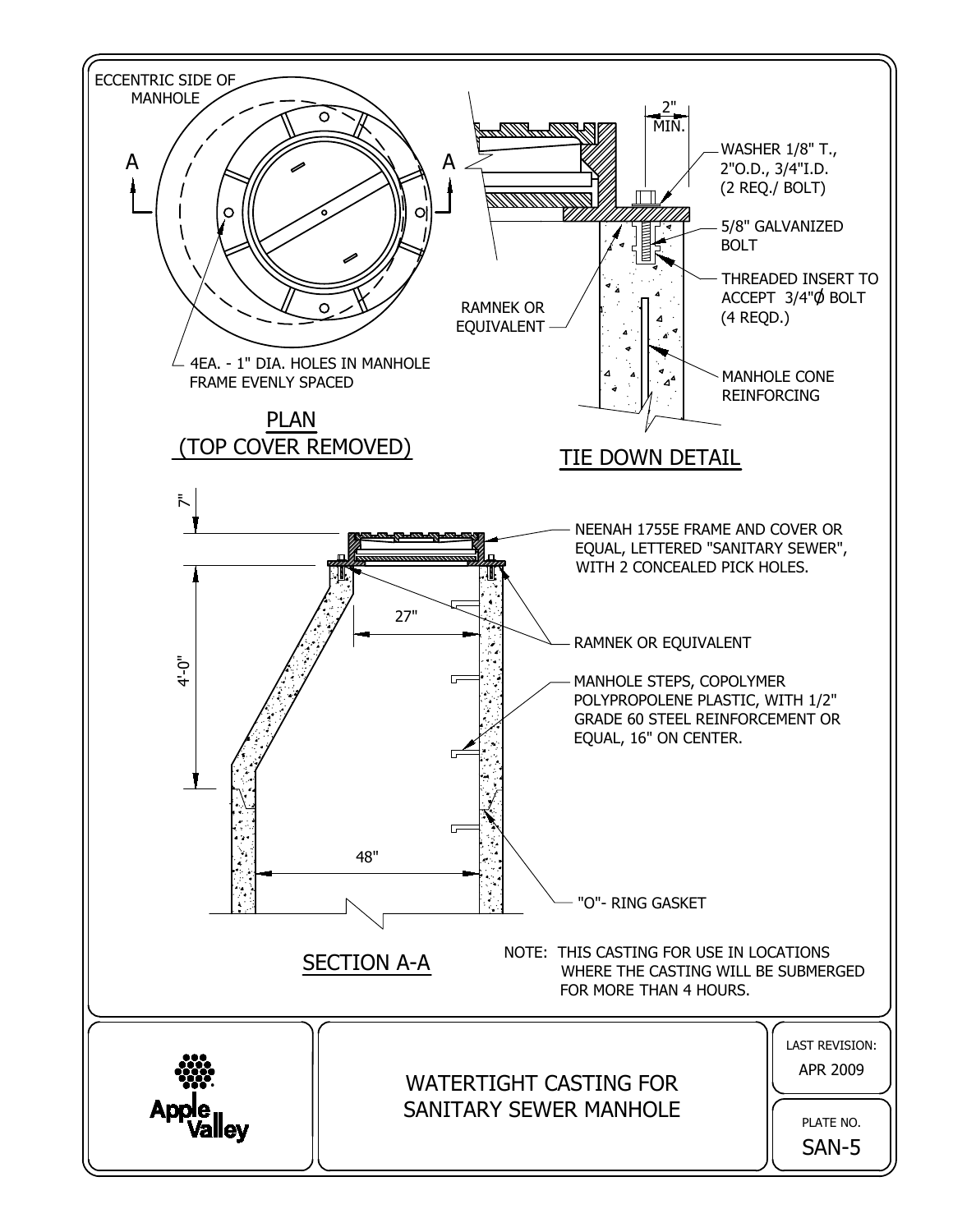ECCENTRIC SIDE OF MANHOLE

A — A

4EA. - 1" DIA. HOLES IN MANHOLE FRAME EVENLY SPACED

## PLAN (TOP COVER REMOVED)

2" MIN.

WASHER 1/8" T., 2"O.D., 3/4"I.D. (2 REQ./ BOLT)

5/8" GALVANIZED BOLT

THREADED INSERT TO ACCEPT 3/4"ϕ BOLT (4 REQD.)

RAMNEK OR EQUIVALENT

MANHOLE CONE REINFORCING

## TIE DOWN DETAIL

7"

4'-0"

27"

48"

NEENAH 1755E FRAME AND COVER OR EQUAL, LETTERED "SANITARY SEWER", WITH 2 CONCEALED PICK HOLES.

RAMNEK OR EQUIVALENT

MANHOLE STEPS, COPOLYMER POLYPROPOLENE PLASTIC, WITH 1/2" GRADE 60 STEEL REINFORCEMENT OR EQUAL, 16" ON CENTER.

"O"- RING GASKET

## SECTION A-A

NOTE: THIS CASTING FOR USE IN LOCATIONS WHERE THE CASTING WILL BE SUBMERGED FOR MORE THAN 4 HOURS.

Apple Valley

# WATERTIGHT CASTING FOR SANITARY SEWER MANHOLE

LAST REVISION: APR 2009

PLATE NO. SAN-5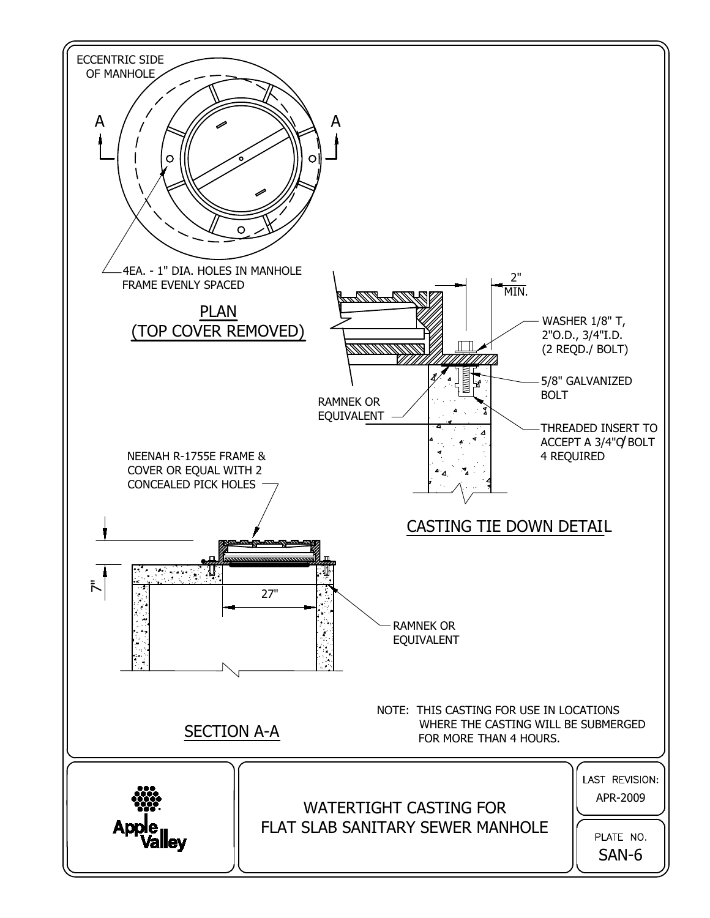ECCENTRIC SIDE OF MANHOLE

A

A

4EA. - 1" DIA. HOLES IN MANHOLE FRAME EVENLY SPACED

## PLAN (TOP COVER REMOVED)

2" MIN.

WASHER 1/8" T, 2"O.D., 3/4"I.D. (2 REQD./ BOLT)

5/8" GALVANIZED BOLT

RAMNEK OR EQUIVALENT

THREADED INSERT TO ACCEPT A 3/4"Ø BOLT 4 REQUIRED

NEENAH R-1755E FRAME & COVER OR EQUAL WITH 2 CONCEALED PICK HOLES

## CASTING TIE DOWN DETAIL

7"

27"

RAMNEK OR EQUIVALENT

## SECTION A-A

NOTE: THIS CASTING FOR USE IN LOCATIONS WHERE THE CASTING WILL BE SUBMERGED FOR MORE THAN 4 HOURS.

Apple Valley

# WATERTIGHT CASTING FOR FLAT SLAB SANITARY SEWER MANHOLE

LAST REVISION: APR-2009

PLATE NO. SAN-6